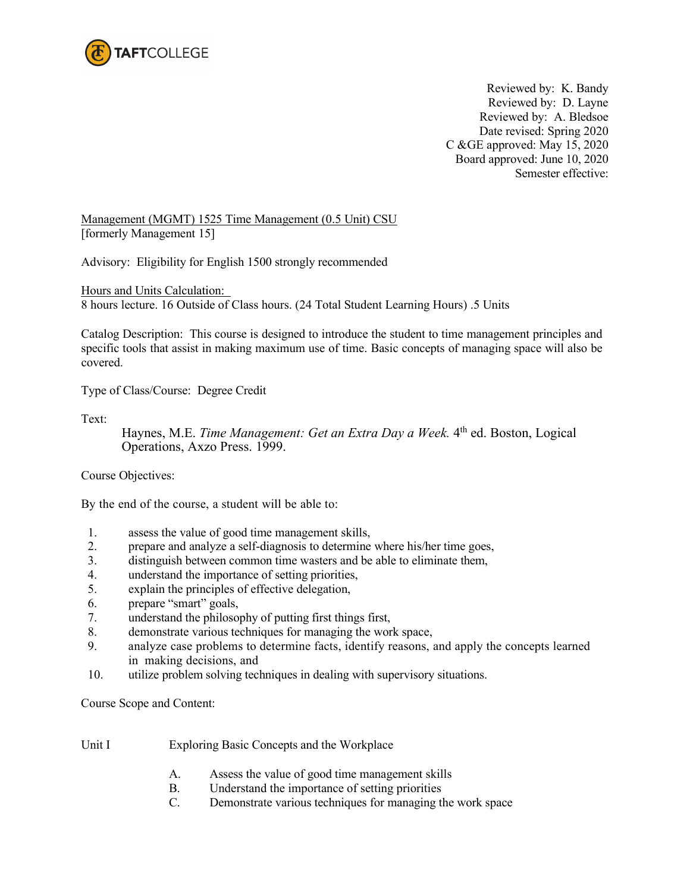TAFTCOLLEGE

Reviewed by: K. Bandy
Reviewed by: D. Layne
Reviewed by: A. Bledsoe
Date revised: Spring 2020
C &GE approved: May 15, 2020
Board approved: June 10, 2020
Semester effective:

Management (MGMT) 1525 Time Management (0.5 Unit) CSU
[formerly Management 15]

Advisory: Eligibility for English 1500 strongly recommended

Hours and Units Calculation:
8 hours lecture. 16 Outside of Class hours. (24 Total Student Learning Hours) .5 Units

Catalog Description: This course is designed to introduce the student to time management principles and specific tools that assist in making maximum use of time. Basic concepts of managing space will also be covered.

Type of Class/Course: Degree Credit

Text:

Haynes, M.E. *Time Management: Get an Extra Day a Week.* 4th ed. Boston, Logical Operations, Axzo Press. 1999.

Course Objectives:

By the end of the course, a student will be able to:

1. assess the value of good time management skills,
2. prepare and analyze a self-diagnosis to determine where his/her time goes,
3. distinguish between common time wasters and be able to eliminate them,
4. understand the importance of setting priorities,
5. explain the principles of effective delegation,
6. prepare "smart" goals,
7. understand the philosophy of putting first things first,
8. demonstrate various techniques for managing the work space,
9. analyze case problems to determine facts, identify reasons, and apply the concepts learned in making decisions, and
10. utilize problem solving techniques in dealing with supervisory situations.

Course Scope and Content:

Unit I Exploring Basic Concepts and the Workplace

A. Assess the value of good time management skills
B. Understand the importance of setting priorities
C. Demonstrate various techniques for managing the work space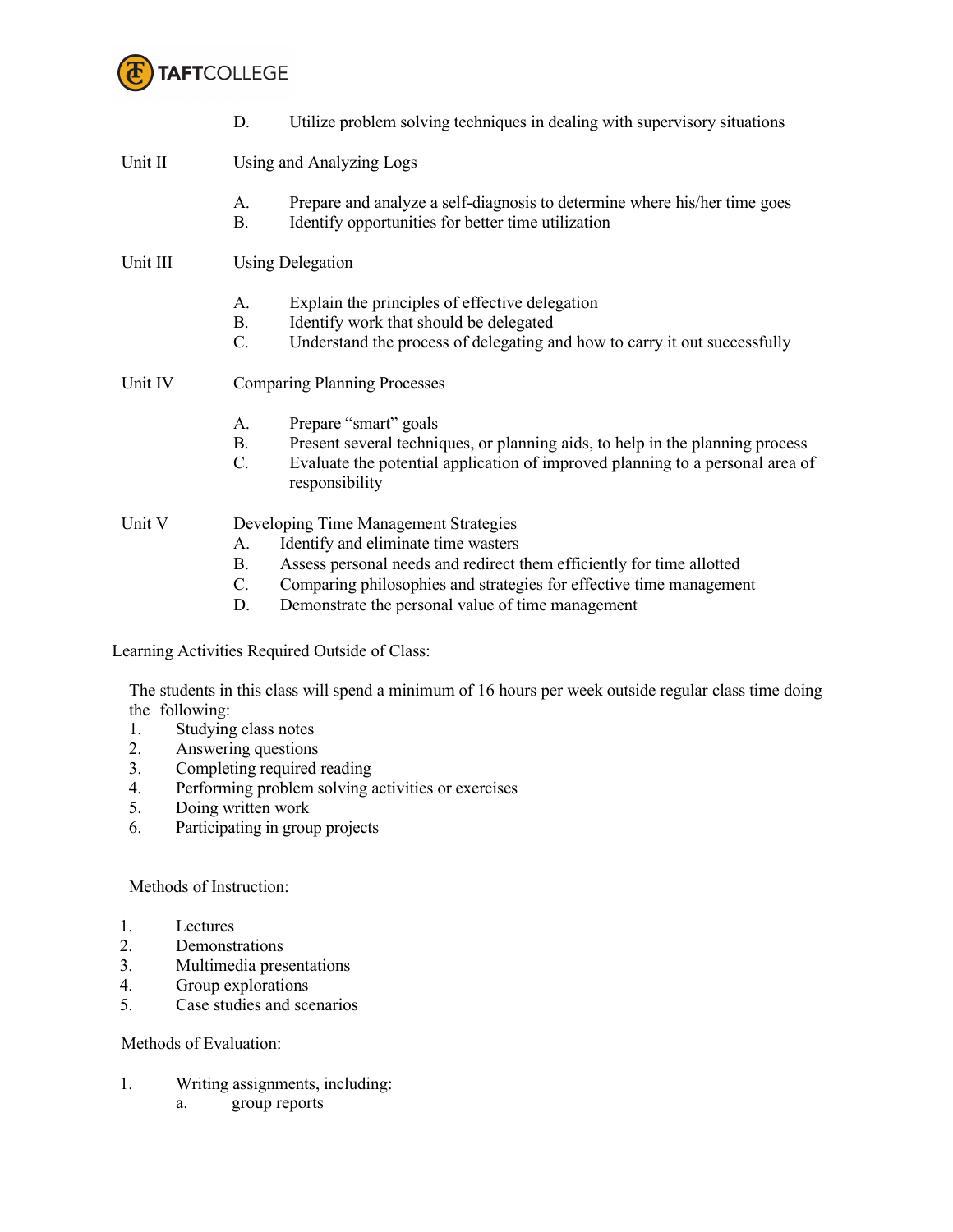D. Utilize problem solving techniques in dealing with supervisory situations

Unit II Using and Analyzing Logs

A. Prepare and analyze a self-diagnosis to determine where his/her time goes
B. Identify opportunities for better time utilization

Unit III Using Delegation

A. Explain the principles of effective delegation
B. Identify work that should be delegated
C. Understand the process of delegating and how to carry it out successfully

Unit IV Comparing Planning Processes

A. Prepare "smart" goals
B. Present several techniques, or planning aids, to help in the planning process
C. Evaluate the potential application of improved planning to a personal area of responsibility

Unit V Developing Time Management Strategies

A. Identify and eliminate time wasters
B. Assess personal needs and redirect them efficiently for time allotted
C. Comparing philosophies and strategies for effective time management
D. Demonstrate the personal value of time management

Learning Activities Required Outside of Class:

The students in this class will spend a minimum of 16 hours per week outside regular class time doing the following:

1. Studying class notes
2. Answering questions
3. Completing required reading
4. Performing problem solving activities or exercises
5. Doing written work
6. Participating in group projects

Methods of Instruction:

1. Lectures
2. Demonstrations
3. Multimedia presentations
4. Group explorations
5. Case studies and scenarios

Methods of Evaluation:

1. Writing assignments, including:
   a. group reports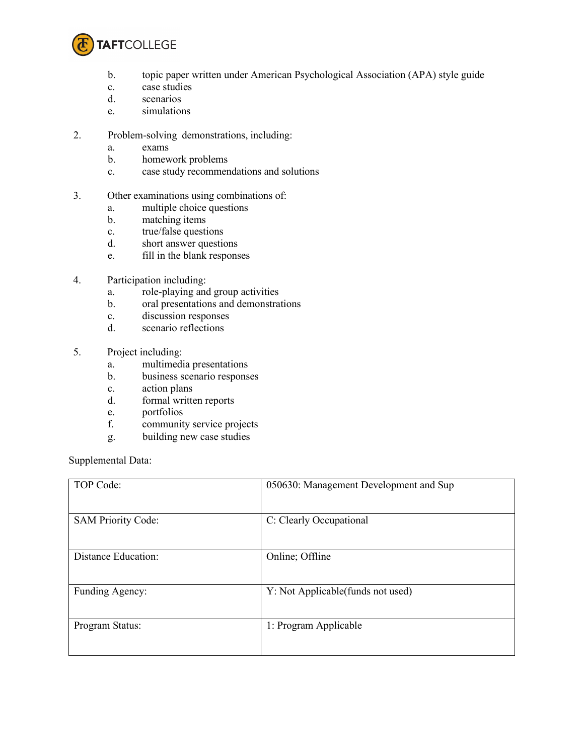b. topic paper written under American Psychological Association (APA) style guide
   c. case studies
   d. scenarios
   e. simulations

2. Problem-solving demonstrations, including:
   a. exams
   b. homework problems
   c. case study recommendations and solutions

3. Other examinations using combinations of:
   a. multiple choice questions
   b. matching items
   c. true/false questions
   d. short answer questions
   e. fill in the blank responses

4. Participation including:
   a. role-playing and group activities
   b. oral presentations and demonstrations
   c. discussion responses
   d. scenario reflections

5. Project including:
   a. multimedia presentations
   b. business scenario responses
   c. action plans
   d. formal written reports
   e. portfolios
   f. community service projects
   g. building new case studies

Supplemental Data:

| | |
|---|---|
| TOP Code: | 050630: Management Development and Sup |
| SAM Priority Code: | C: Clearly Occupational |
| Distance Education: | Online; Offline |
| Funding Agency: | Y: Not Applicable(funds not used) |
| Program Status: | 1: Program Applicable |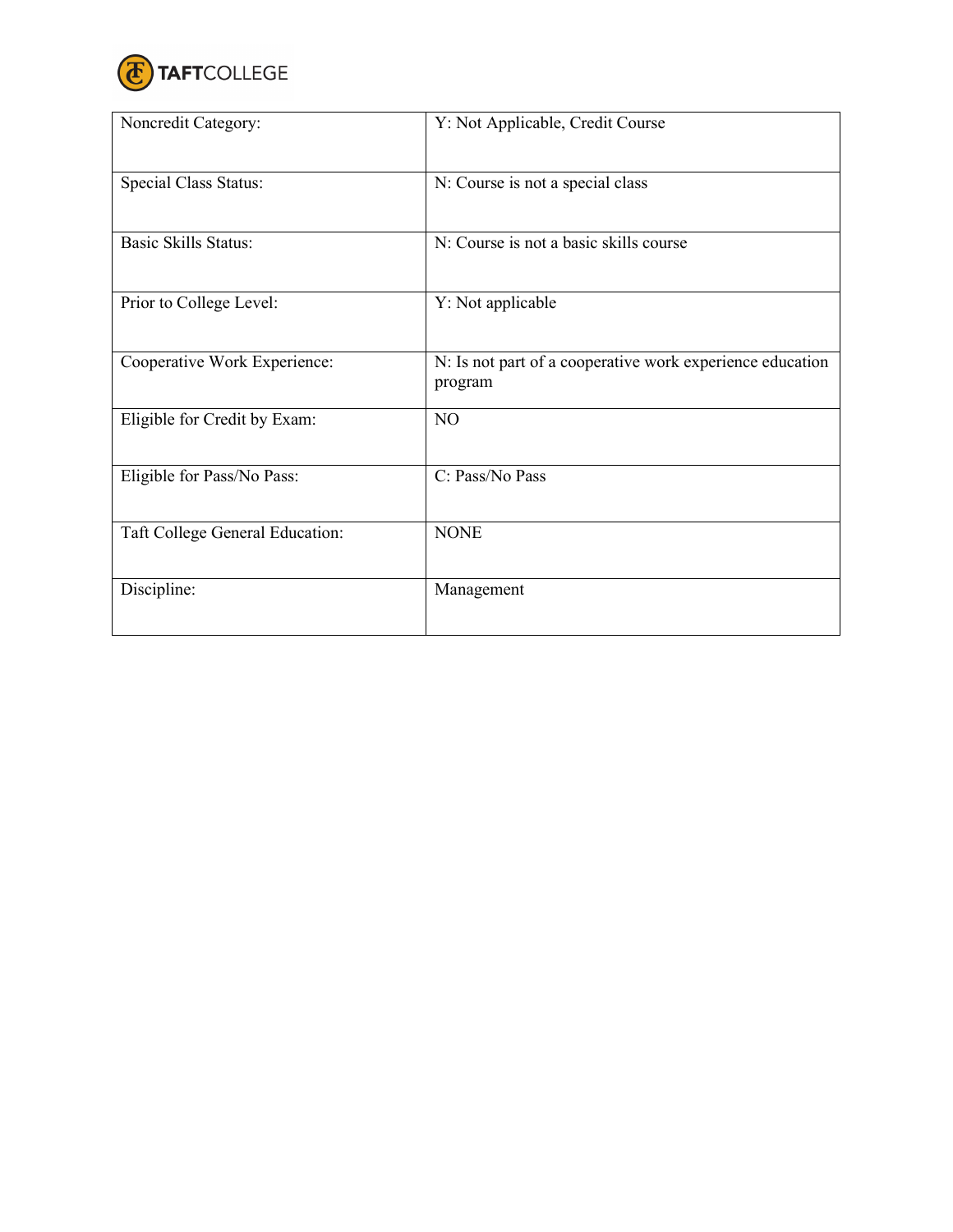| | |
|---|---|
| Noncredit Category: | Y: Not Applicable, Credit Course |
| Special Class Status: | N: Course is not a special class |
| Basic Skills Status: | N: Course is not a basic skills course |
| Prior to College Level: | Y: Not applicable |
| Cooperative Work Experience: | N: Is not part of a cooperative work experience education program |
| Eligible for Credit by Exam: | NO |
| Eligible for Pass/No Pass: | C: Pass/No Pass |
| Taft College General Education: | NONE |
| Discipline: | Management |